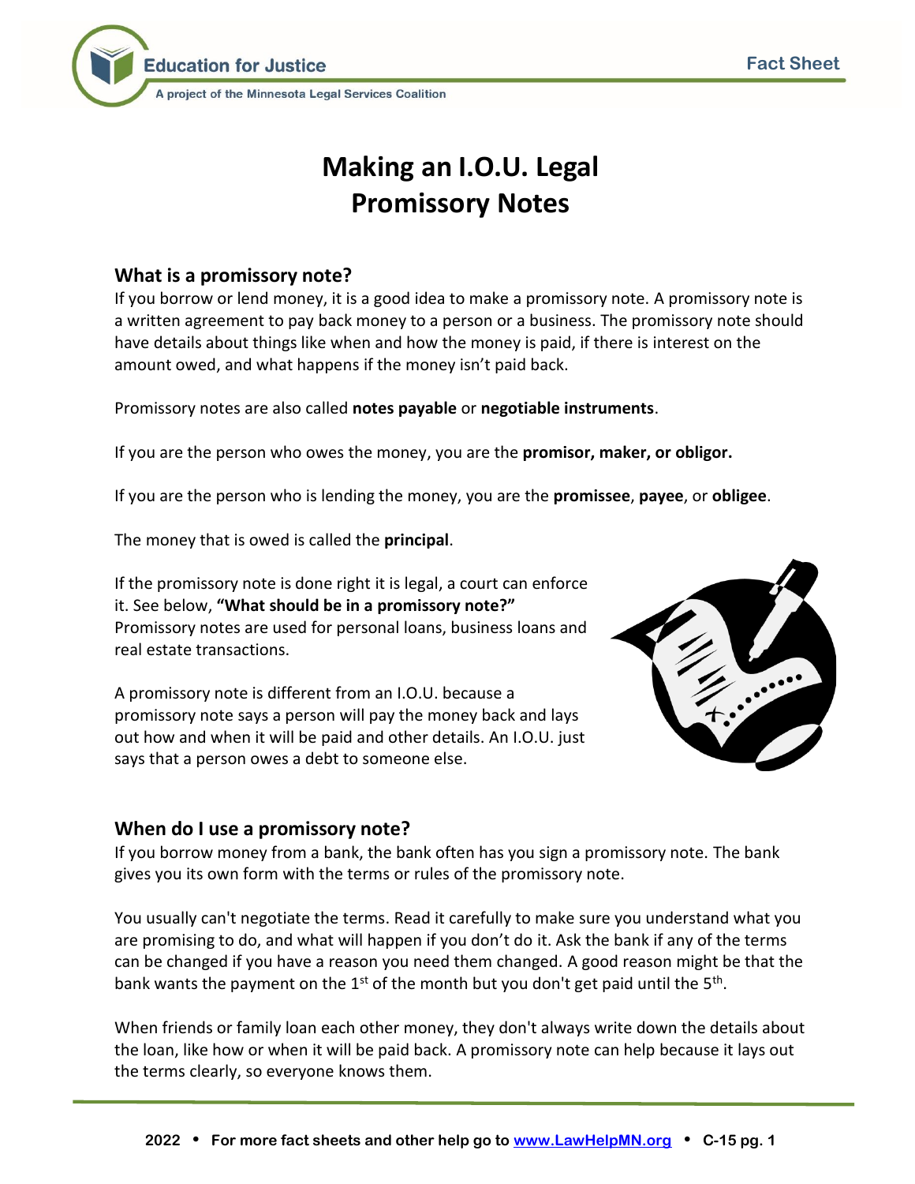# Making an I.O.U. Legal
# Promissory Notes

## What is a promissory note?

If you borrow or lend money, it is a good idea to make a promissory note. A promissory note is a written agreement to pay back money to a person or a business. The promissory note should have details about things like when and how the money is paid, if there is interest on the amount owed, and what happens if the money isn't paid back.

Promissory notes are also called **notes payable** or **negotiable instruments**.

If you are the person who owes the money, you are the **promisor, maker, or obligor.**

If you are the person who is lending the money, you are the **promissee**, **payee**, or **obligee**.

The money that is owed is called the **principal**.

If the promissory note is done right it is legal, a court can enforce it. See below, **"What should be in a promissory note?"** Promissory notes are used for personal loans, business loans and real estate transactions.

A promissory note is different from an I.O.U. because a promissory note says a person will pay the money back and lays out how and when it will be paid and other details. An I.O.U. just says that a person owes a debt to someone else.

## When do I use a promissory note?

If you borrow money from a bank, the bank often has you sign a promissory note. The bank gives you its own form with the terms or rules of the promissory note.

You usually can't negotiate the terms. Read it carefully to make sure you understand what you are promising to do, and what will happen if you don't do it. Ask the bank if any of the terms can be changed if you have a reason you need them changed. A good reason might be that the bank wants the payment on the 1st of the month but you don't get paid until the 5th.

When friends or family loan each other money, they don't always write down the details about the loan, like how or when it will be paid back. A promissory note can help because it lays out the terms clearly, so everyone knows them.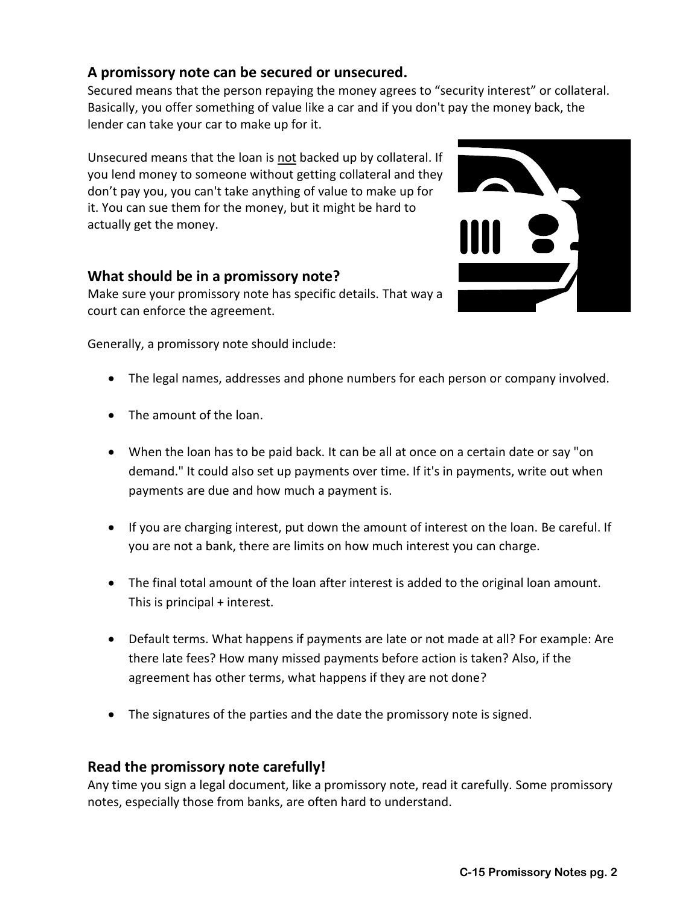## A promissory note can be secured or unsecured.

Secured means that the person repaying the money agrees to "security interest" or collateral. Basically, you offer something of value like a car and if you don't pay the money back, the lender can take your car to make up for it.

Unsecured means that the loan is not backed up by collateral. If you lend money to someone without getting collateral and they don't pay you, you can't take anything of value to make up for it. You can sue them for the money, but it might be hard to actually get the money.

## What should be in a promissory note?

Make sure your promissory note has specific details. That way a court can enforce the agreement.

Generally, a promissory note should include:

- The legal names, addresses and phone numbers for each person or company involved.
- The amount of the loan.
- When the loan has to be paid back. It can be all at once on a certain date or say "on demand." It could also set up payments over time. If it's in payments, write out when payments are due and how much a payment is.
- If you are charging interest, put down the amount of interest on the loan. Be careful. If you are not a bank, there are limits on how much interest you can charge.
- The final total amount of the loan after interest is added to the original loan amount. This is principal + interest.
- Default terms. What happens if payments are late or not made at all? For example: Are there late fees? How many missed payments before action is taken? Also, if the agreement has other terms, what happens if they are not done?
- The signatures of the parties and the date the promissory note is signed.

## Read the promissory note carefully!

Any time you sign a legal document, like a promissory note, read it carefully. Some promissory notes, especially those from banks, are often hard to understand.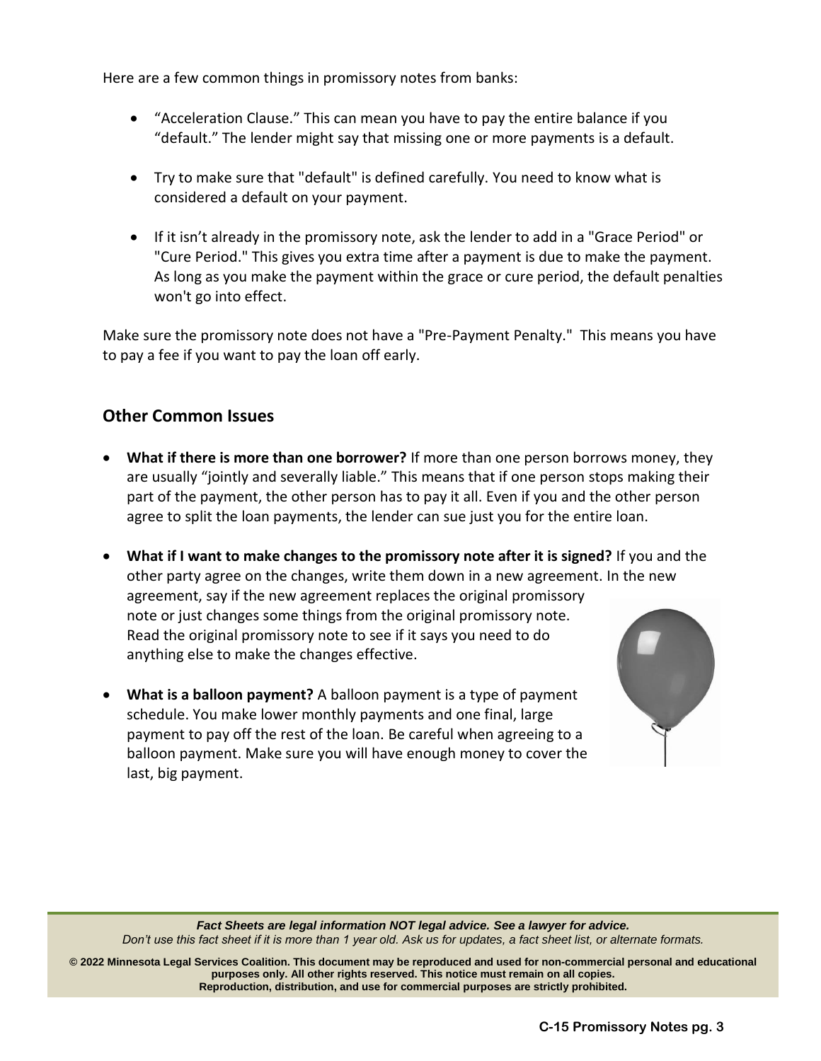Here are a few common things in promissory notes from banks:

- "Acceleration Clause." This can mean you have to pay the entire balance if you "default." The lender might say that missing one or more payments is a default.
- Try to make sure that "default" is defined carefully. You need to know what is considered a default on your payment.
- If it isn't already in the promissory note, ask the lender to add in a "Grace Period" or "Cure Period." This gives you extra time after a payment is due to make the payment. As long as you make the payment within the grace or cure period, the default penalties won't go into effect.

Make sure the promissory note does not have a "Pre-Payment Penalty." This means you have to pay a fee if you want to pay the loan off early.

## Other Common Issues

- **What if there is more than one borrower?** If more than one person borrows money, they are usually "jointly and severally liable." This means that if one person stops making their part of the payment, the other person has to pay it all. Even if you and the other person agree to split the loan payments, the lender can sue just you for the entire loan.
- **What if I want to make changes to the promissory note after it is signed?** If you and the other party agree on the changes, write them down in a new agreement. In the new agreement, say if the new agreement replaces the original promissory note or just changes some things from the original promissory note. Read the original promissory note to see if it says you need to do anything else to make the changes effective.
- **What is a balloon payment?** A balloon payment is a type of payment schedule. You make lower monthly payments and one final, large payment to pay off the rest of the loan. Be careful when agreeing to a balloon payment. Make sure you will have enough money to cover the last, big payment.

***Fact Sheets are legal information NOT legal advice. See a lawyer for advice.***
*Don't use this fact sheet if it is more than 1 year old. Ask us for updates, a fact sheet list, or alternate formats.*

**© 2022 Minnesota Legal Services Coalition. This document may be reproduced and used for non-commercial personal and educational purposes only. All other rights reserved. This notice must remain on all copies. Reproduction, distribution, and use for commercial purposes are strictly prohibited.**